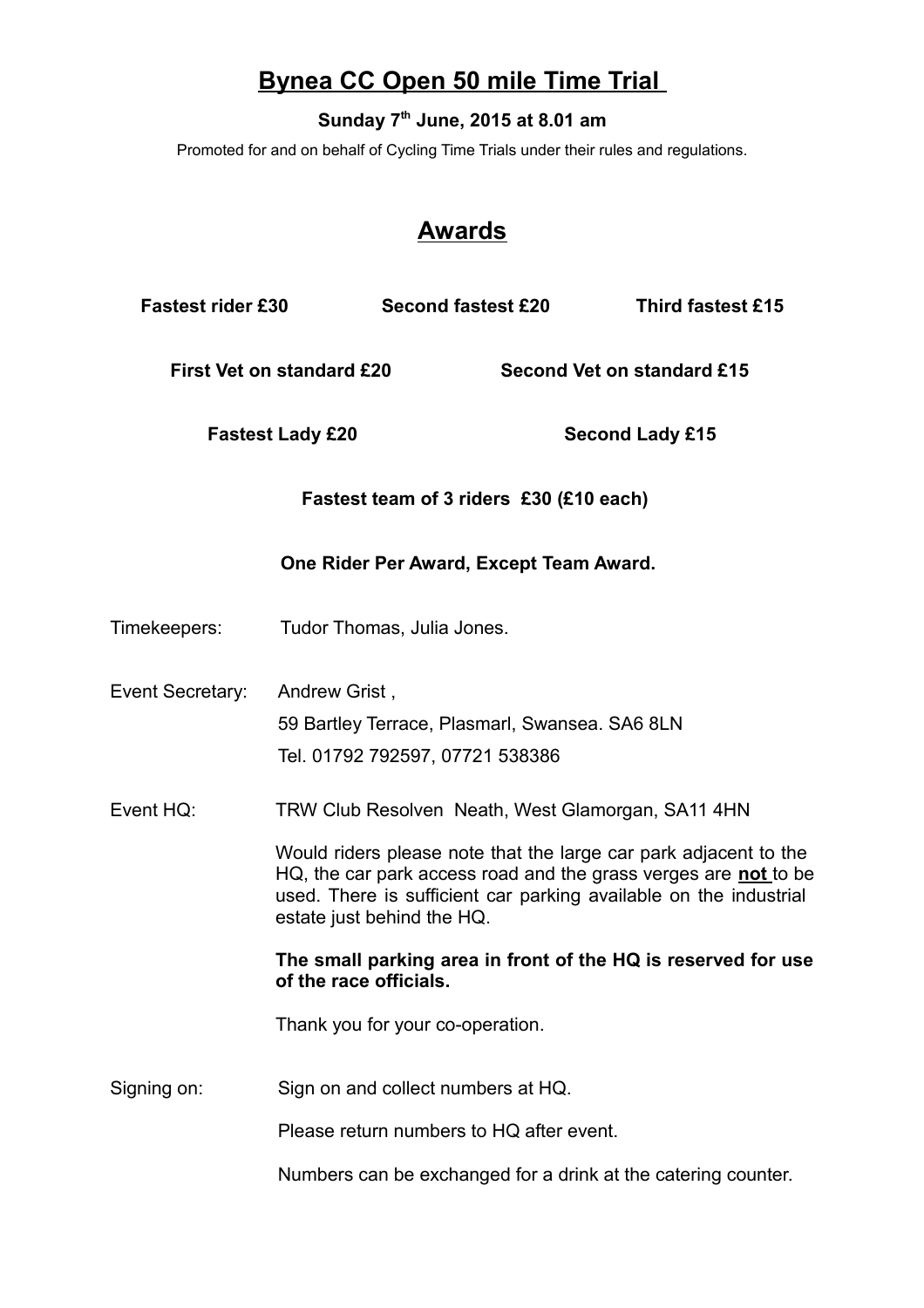# Bynea CC Open 50 mile Time Trial

**Sunday 7th June, 2015 at 8.01 am**

Promoted for and on behalf of Cycling Time Trials under their rules and regulations.

## Awards

**Fastest rider £30** **Second fastest £20** **Third fastest £15**

**First Vet on standard £20** **Second Vet on standard £15**

**Fastest Lady £20** **Second Lady £15**

**Fastest team of 3 riders £30 (£10 each)**

**One Rider Per Award, Except Team Award.**

Timekeepers: Tudor Thomas, Julia Jones.

Event Secretary: Andrew Grist ,
59 Bartley Terrace, Plasmarl, Swansea. SA6 8LN
Tel. 01792 792597, 07721 538386

Event HQ: TRW Club Resolven Neath, West Glamorgan, SA11 4HN

Would riders please note that the large car park adjacent to the HQ, the car park access road and the grass verges are **not** to be used. There is sufficient car parking available on the industrial estate just behind the HQ.

**The small parking area in front of the HQ is reserved for use of the race officials.**

Thank you for your co-operation.

Signing on: Sign on and collect numbers at HQ.

Please return numbers to HQ after event.

Numbers can be exchanged for a drink at the catering counter.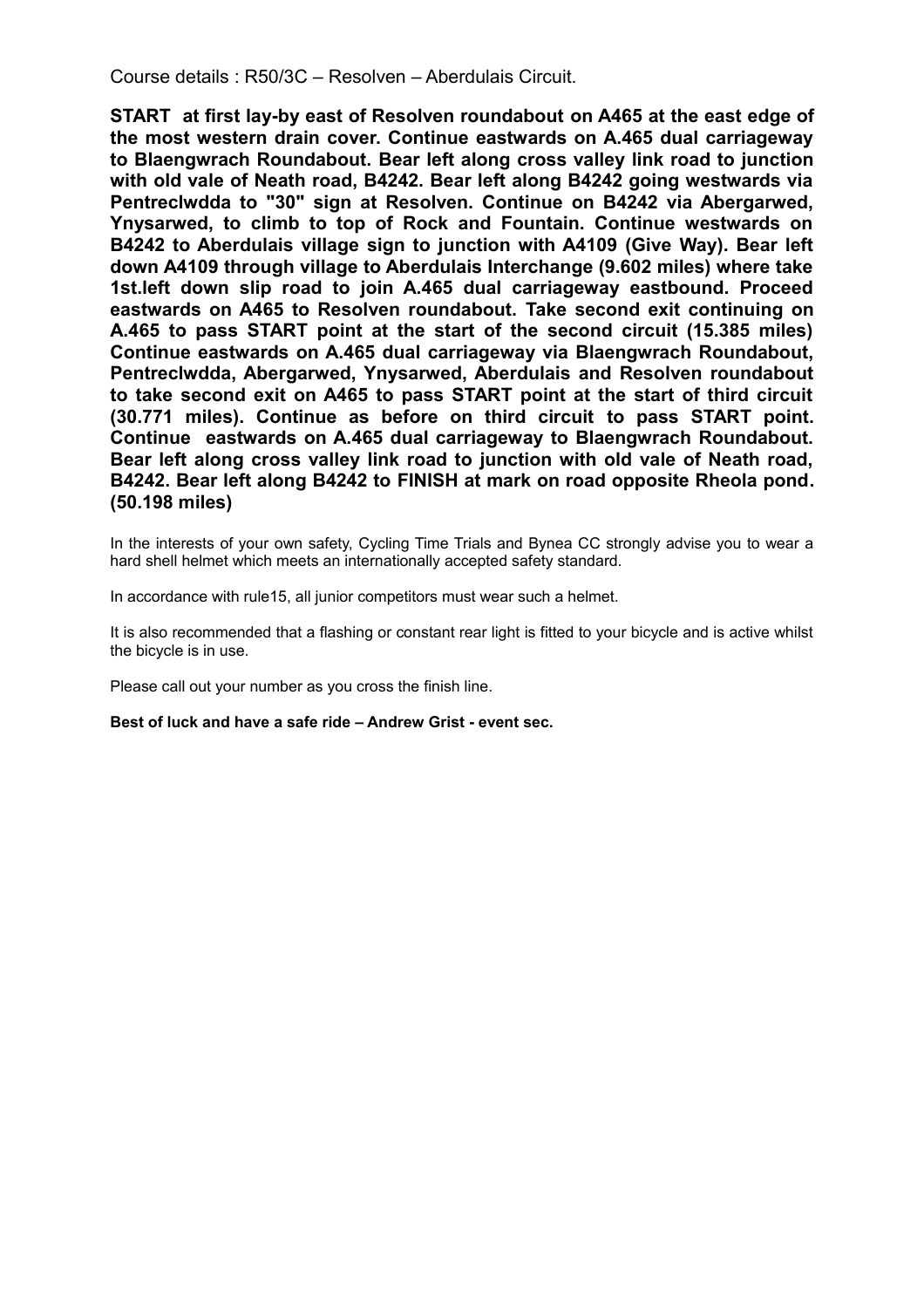Course details : R50/3C – Resolven – Aberdulais Circuit.

**START at first lay-by east of Resolven roundabout on A465 at the east edge of the most western drain cover. Continue eastwards on A.465 dual carriageway to Blaengwrach Roundabout. Bear left along cross valley link road to junction with old vale of Neath road, B4242. Bear left along B4242 going westwards via Pentreclwdda to "30" sign at Resolven. Continue on B4242 via Abergarwed, Ynysarwed, to climb to top of Rock and Fountain. Continue westwards on B4242 to Aberdulais village sign to junction with A4109 (Give Way). Bear left down A4109 through village to Aberdulais Interchange (9.602 miles) where take 1st.left down slip road to join A.465 dual carriageway eastbound. Proceed eastwards on A465 to Resolven roundabout. Take second exit continuing on A.465 to pass START point at the start of the second circuit (15.385 miles) Continue eastwards on A.465 dual carriageway via Blaengwrach Roundabout, Pentreclwdda, Abergarwed, Ynysarwed, Aberdulais and Resolven roundabout to take second exit on A465 to pass START point at the start of third circuit (30.771 miles). Continue as before on third circuit to pass START point. Continue eastwards on A.465 dual carriageway to Blaengwrach Roundabout. Bear left along cross valley link road to junction with old vale of Neath road, B4242. Bear left along B4242 to FINISH at mark on road opposite Rheola pond. (50.198 miles)**

In the interests of your own safety, Cycling Time Trials and Bynea CC strongly advise you to wear a hard shell helmet which meets an internationally accepted safety standard.

In accordance with rule15, all junior competitors must wear such a helmet.

It is also recommended that a flashing or constant rear light is fitted to your bicycle and is active whilst the bicycle is in use.

Please call out your number as you cross the finish line.

**Best of luck and have a safe ride – Andrew Grist - event sec.**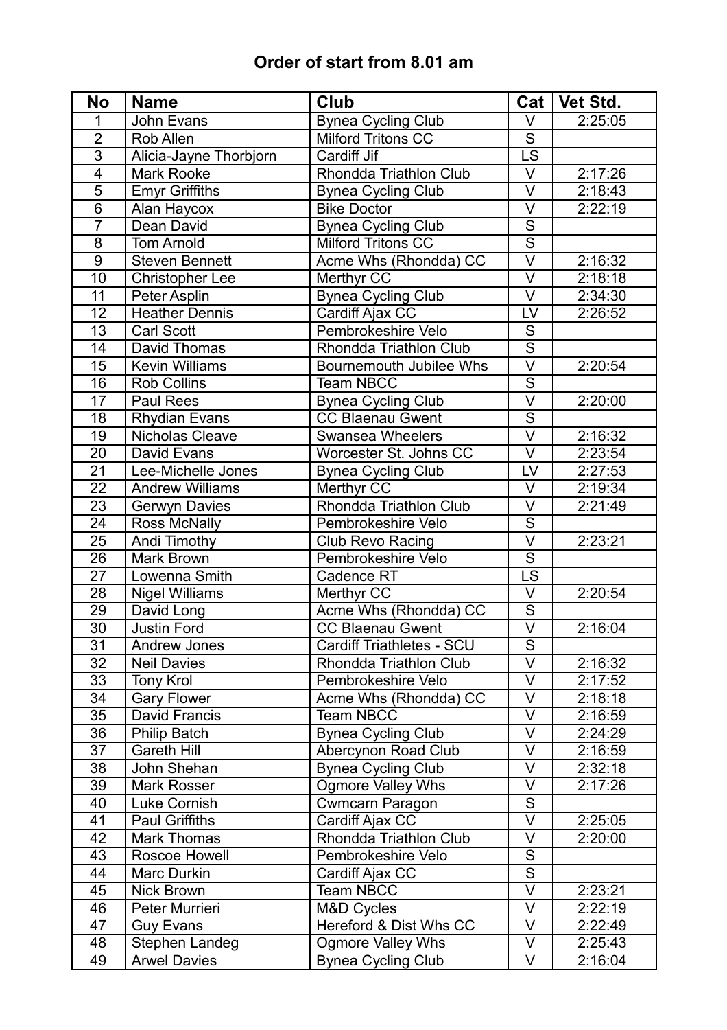## Order of start from 8.01 am

| No | Name | Club | Cat | Vet Std. |
|---|---|---|---|---|
| 1 | John Evans | Bynea Cycling Club | V | 2:25:05 |
| 2 | Rob Allen | Milford Tritons CC | S | |
| 3 | Alicia-Jayne Thorbjorn | Cardiff Jif | LS | |
| 4 | Mark Rooke | Rhondda Triathlon Club | V | 2:17:26 |
| 5 | Emyr Griffiths | Bynea Cycling Club | V | 2:18:43 |
| 6 | Alan Haycox | Bike Doctor | V | 2:22:19 |
| 7 | Dean David | Bynea Cycling Club | S | |
| 8 | Tom Arnold | Milford Tritons CC | S | |
| 9 | Steven Bennett | Acme Whs (Rhondda) CC | V | 2:16:32 |
| 10 | Christopher Lee | Merthyr CC | V | 2:18:18 |
| 11 | Peter Asplin | Bynea Cycling Club | V | 2:34:30 |
| 12 | Heather Dennis | Cardiff Ajax CC | LV | 2:26:52 |
| 13 | Carl Scott | Pembrokeshire Velo | S | |
| 14 | David Thomas | Rhondda Triathlon Club | S | |
| 15 | Kevin Williams | Bournemouth Jubilee Whs | V | 2:20:54 |
| 16 | Rob Collins | Team NBCC | S | |
| 17 | Paul Rees | Bynea Cycling Club | V | 2:20:00 |
| 18 | Rhydian Evans | CC Blaenau Gwent | S | |
| 19 | Nicholas Cleave | Swansea Wheelers | V | 2:16:32 |
| 20 | David Evans | Worcester St. Johns CC | V | 2:23:54 |
| 21 | Lee-Michelle Jones | Bynea Cycling Club | LV | 2:27:53 |
| 22 | Andrew Williams | Merthyr CC | V | 2:19:34 |
| 23 | Gerwyn Davies | Rhondda Triathlon Club | V | 2:21:49 |
| 24 | Ross McNally | Pembrokeshire Velo | S | |
| 25 | Andi Timothy | Club Revo Racing | V | 2:23:21 |
| 26 | Mark Brown | Pembrokeshire Velo | S | |
| 27 | Lowenna Smith | Cadence RT | LS | |
| 28 | Nigel Williams | Merthyr CC | V | 2:20:54 |
| 29 | David Long | Acme Whs (Rhondda) CC | S | |
| 30 | Justin Ford | CC Blaenau Gwent | V | 2:16:04 |
| 31 | Andrew Jones | Cardiff Triathletes - SCU | S | |
| 32 | Neil Davies | Rhondda Triathlon Club | V | 2:16:32 |
| 33 | Tony Krol | Pembrokeshire Velo | V | 2:17:52 |
| 34 | Gary Flower | Acme Whs (Rhondda) CC | V | 2:18:18 |
| 35 | David Francis | Team NBCC | V | 2:16:59 |
| 36 | Philip Batch | Bynea Cycling Club | V | 2:24:29 |
| 37 | Gareth Hill | Abercynon Road Club | V | 2:16:59 |
| 38 | John Shehan | Bynea Cycling Club | V | 2:32:18 |
| 39 | Mark Rosser | Ogmore Valley Whs | V | 2:17:26 |
| 40 | Luke Cornish | Cwmcarn Paragon | S | |
| 41 | Paul Griffiths | Cardiff Ajax CC | V | 2:25:05 |
| 42 | Mark Thomas | Rhondda Triathlon Club | V | 2:20:00 |
| 43 | Roscoe Howell | Pembrokeshire Velo | S | |
| 44 | Marc Durkin | Cardiff Ajax CC | S | |
| 45 | Nick Brown | Team NBCC | V | 2:23:21 |
| 46 | Peter Murrieri | M&D Cycles | V | 2:22:19 |
| 47 | Guy Evans | Hereford & Dist Whs CC | V | 2:22:49 |
| 48 | Stephen Landeg | Ogmore Valley Whs | V | 2:25:43 |
| 49 | Arwel Davies | Bynea Cycling Club | V | 2:16:04 |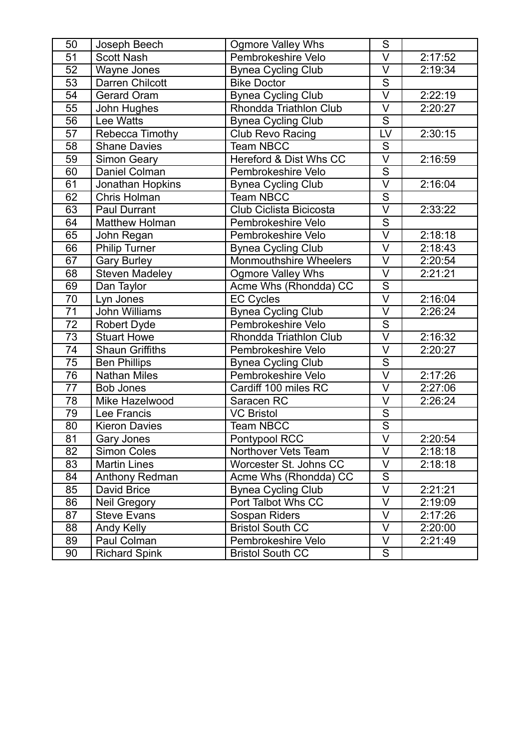| | | | | |
|---|---|---|---|---|
| 50 | Joseph Beech | Ogmore Valley Whs | S | |
| 51 | Scott Nash | Pembrokeshire Velo | V | 2:17:52 |
| 52 | Wayne Jones | Bynea Cycling Club | V | 2:19:34 |
| 53 | Darren Chilcott | Bike Doctor | S | |
| 54 | Gerard Oram | Bynea Cycling Club | V | 2:22:19 |
| 55 | John Hughes | Rhondda Triathlon Club | V | 2:20:27 |
| 56 | Lee Watts | Bynea Cycling Club | S | |
| 57 | Rebecca Timothy | Club Revo Racing | LV | 2:30:15 |
| 58 | Shane Davies | Team NBCC | S | |
| 59 | Simon Geary | Hereford & Dist Whs CC | V | 2:16:59 |
| 60 | Daniel Colman | Pembrokeshire Velo | S | |
| 61 | Jonathan Hopkins | Bynea Cycling Club | V | 2:16:04 |
| 62 | Chris Holman | Team NBCC | S | |
| 63 | Paul Durrant | Club Ciclista Bicicosta | V | 2:33:22 |
| 64 | Matthew Holman | Pembrokeshire Velo | S | |
| 65 | John Regan | Pembrokeshire Velo | V | 2:18:18 |
| 66 | Philip Turner | Bynea Cycling Club | V | 2:18:43 |
| 67 | Gary Burley | Monmouthshire Wheelers | V | 2:20:54 |
| 68 | Steven Madeley | Ogmore Valley Whs | V | 2:21:21 |
| 69 | Dan Taylor | Acme Whs (Rhondda) CC | S | |
| 70 | Lyn Jones | EC Cycles | V | 2:16:04 |
| 71 | John Williams | Bynea Cycling Club | V | 2:26:24 |
| 72 | Robert Dyde | Pembrokeshire Velo | S | |
| 73 | Stuart Howe | Rhondda Triathlon Club | V | 2:16:32 |
| 74 | Shaun Griffiths | Pembrokeshire Velo | V | 2:20:27 |
| 75 | Ben Phillips | Bynea Cycling Club | S | |
| 76 | Nathan Miles | Pembrokeshire Velo | V | 2:17:26 |
| 77 | Bob Jones | Cardiff 100 miles RC | V | 2:27:06 |
| 78 | Mike Hazelwood | Saracen RC | V | 2:26:24 |
| 79 | Lee Francis | VC Bristol | S | |
| 80 | Kieron Davies | Team NBCC | S | |
| 81 | Gary Jones | Pontypool RCC | V | 2:20:54 |
| 82 | Simon Coles | Northover Vets Team | V | 2:18:18 |
| 83 | Martin Lines | Worcester St. Johns CC | V | 2:18:18 |
| 84 | Anthony Redman | Acme Whs (Rhondda) CC | S | |
| 85 | David Brice | Bynea Cycling Club | V | 2:21:21 |
| 86 | Neil Gregory | Port Talbot Whs CC | V | 2:19:09 |
| 87 | Steve Evans | Sospan Riders | V | 2:17:26 |
| 88 | Andy Kelly | Bristol South CC | V | 2:20:00 |
| 89 | Paul Colman | Pembrokeshire Velo | V | 2:21:49 |
| 90 | Richard Spink | Bristol South CC | S | |